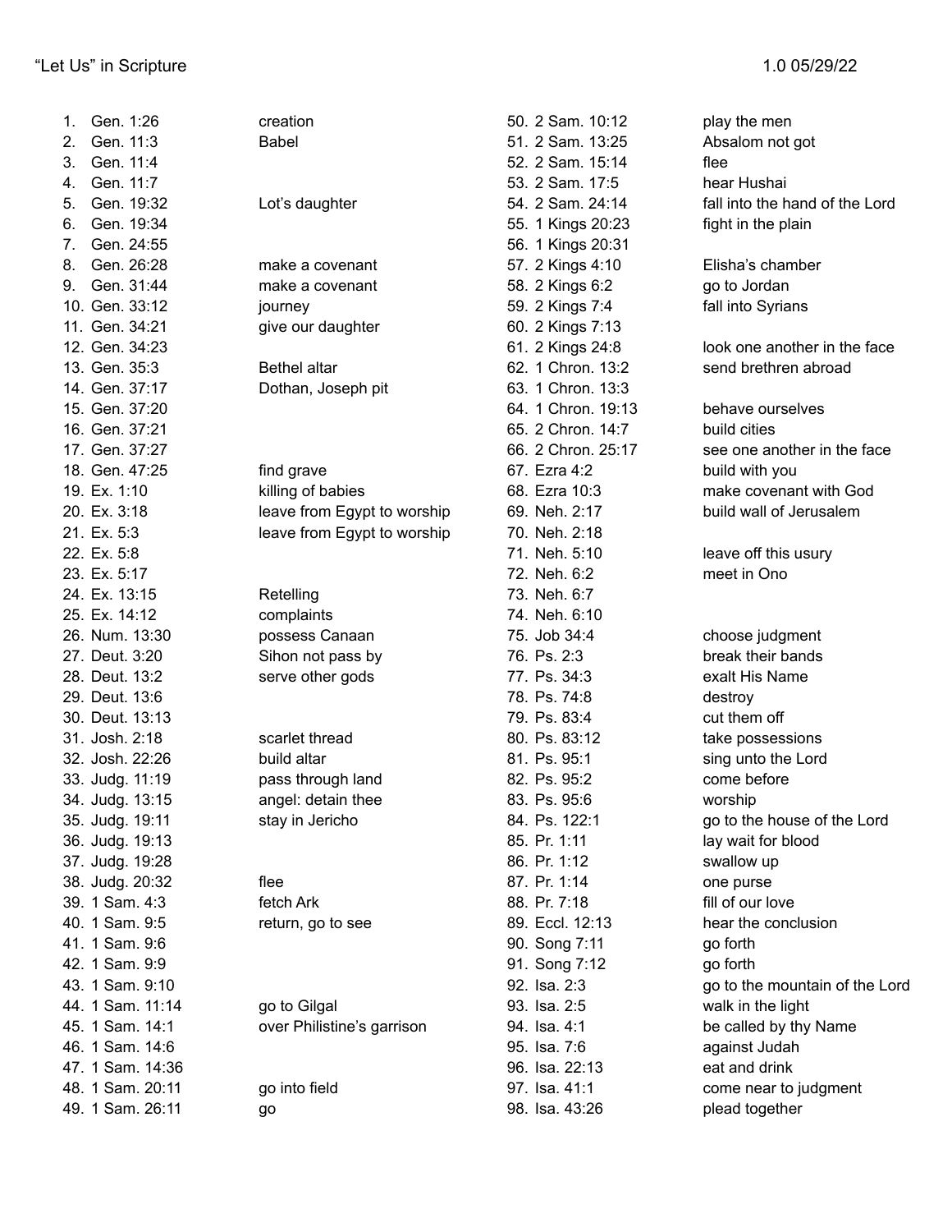# "Let Us" in Scripture

1.0 05/29/22

| # | Reference | Note |
|---|---|---|
| 1. | Gen. 1:26 | creation |
| 2. | Gen. 11:3 | Babel |
| 3. | Gen. 11:4 | |
| 4. | Gen. 11:7 | |
| 5. | Gen. 19:32 | Lot's daughter |
| 6. | Gen. 19:34 | |
| 7. | Gen. 24:55 | |
| 8. | Gen. 26:28 | make a covenant |
| 9. | Gen. 31:44 | make a covenant |
| 10. | Gen. 33:12 | journey |
| 11. | Gen. 34:21 | give our daughter |
| 12. | Gen. 34:23 | |
| 13. | Gen. 35:3 | Bethel altar |
| 14. | Gen. 37:17 | Dothan, Joseph pit |
| 15. | Gen. 37:20 | |
| 16. | Gen. 37:21 | |
| 17. | Gen. 37:27 | |
| 18. | Gen. 47:25 | find grave |
| 19. | Ex. 1:10 | killing of babies |
| 20. | Ex. 3:18 | leave from Egypt to worship |
| 21. | Ex. 5:3 | leave from Egypt to worship |
| 22. | Ex. 5:8 | |
| 23. | Ex. 5:17 | |
| 24. | Ex. 13:15 | Retelling |
| 25. | Ex. 14:12 | complaints |
| 26. | Num. 13:30 | possess Canaan |
| 27. | Deut. 3:20 | Sihon not pass by |
| 28. | Deut. 13:2 | serve other gods |
| 29. | Deut. 13:6 | |
| 30. | Deut. 13:13 | |
| 31. | Josh. 2:18 | scarlet thread |
| 32. | Josh. 22:26 | build altar |
| 33. | Judg. 11:19 | pass through land |
| 34. | Judg. 13:15 | angel: detain thee |
| 35. | Judg. 19:11 | stay in Jericho |
| 36. | Judg. 19:13 | |
| 37. | Judg. 19:28 | |
| 38. | Judg. 20:32 | flee |
| 39. | 1 Sam. 4:3 | fetch Ark |
| 40. | 1 Sam. 9:5 | return, go to see |
| 41. | 1 Sam. 9:6 | |
| 42. | 1 Sam. 9:9 | |
| 43. | 1 Sam. 9:10 | |
| 44. | 1 Sam. 11:14 | go to Gilgal |
| 45. | 1 Sam. 14:1 | over Philistine's garrison |
| 46. | 1 Sam. 14:6 | |
| 47. | 1 Sam. 14:36 | |
| 48. | 1 Sam. 20:11 | go into field |
| 49. | 1 Sam. 26:11 | go |
| 50. | 2 Sam. 10:12 | play the men |
| 51. | 2 Sam. 13:25 | Absalom not got |
| 52. | 2 Sam. 15:14 | flee |
| 53. | 2 Sam. 17:5 | hear Hushai |
| 54. | 2 Sam. 24:14 | fall into the hand of the Lord |
| 55. | 1 Kings 20:23 | fight in the plain |
| 56. | 1 Kings 20:31 | |
| 57. | 2 Kings 4:10 | Elisha's chamber |
| 58. | 2 Kings 6:2 | go to Jordan |
| 59. | 2 Kings 7:4 | fall into Syrians |
| 60. | 2 Kings 7:13 | |
| 61. | 2 Kings 24:8 | look one another in the face |
| 62. | 1 Chron. 13:2 | send brethren abroad |
| 63. | 1 Chron. 13:3 | |
| 64. | 1 Chron. 19:13 | behave ourselves |
| 65. | 2 Chron. 14:7 | build cities |
| 66. | 2 Chron. 25:17 | see one another in the face |
| 67. | Ezra 4:2 | build with you |
| 68. | Ezra 10:3 | make covenant with God |
| 69. | Neh. 2:17 | build wall of Jerusalem |
| 70. | Neh. 2:18 | |
| 71. | Neh. 5:10 | leave off this usury |
| 72. | Neh. 6:2 | meet in Ono |
| 73. | Neh. 6:7 | |
| 74. | Neh. 6:10 | |
| 75. | Job 34:4 | choose judgment |
| 76. | Ps. 2:3 | break their bands |
| 77. | Ps. 34:3 | exalt His Name |
| 78. | Ps. 74:8 | destroy |
| 79. | Ps. 83:4 | cut them off |
| 80. | Ps. 83:12 | take possessions |
| 81. | Ps. 95:1 | sing unto the Lord |
| 82. | Ps. 95:2 | come before |
| 83. | Ps. 95:6 | worship |
| 84. | Ps. 122:1 | go to the house of the Lord |
| 85. | Pr. 1:11 | lay wait for blood |
| 86. | Pr. 1:12 | swallow up |
| 87. | Pr. 1:14 | one purse |
| 88. | Pr. 7:18 | fill of our love |
| 89. | Eccl. 12:13 | hear the conclusion |
| 90. | Song 7:11 | go forth |
| 91. | Song 7:12 | go forth |
| 92. | Isa. 2:3 | go to the mountain of the Lord |
| 93. | Isa. 2:5 | walk in the light |
| 94. | Isa. 4:1 | be called by thy Name |
| 95. | Isa. 7:6 | against Judah |
| 96. | Isa. 22:13 | eat and drink |
| 97. | Isa. 41:1 | come near to judgment |
| 98. | Isa. 43:26 | plead together |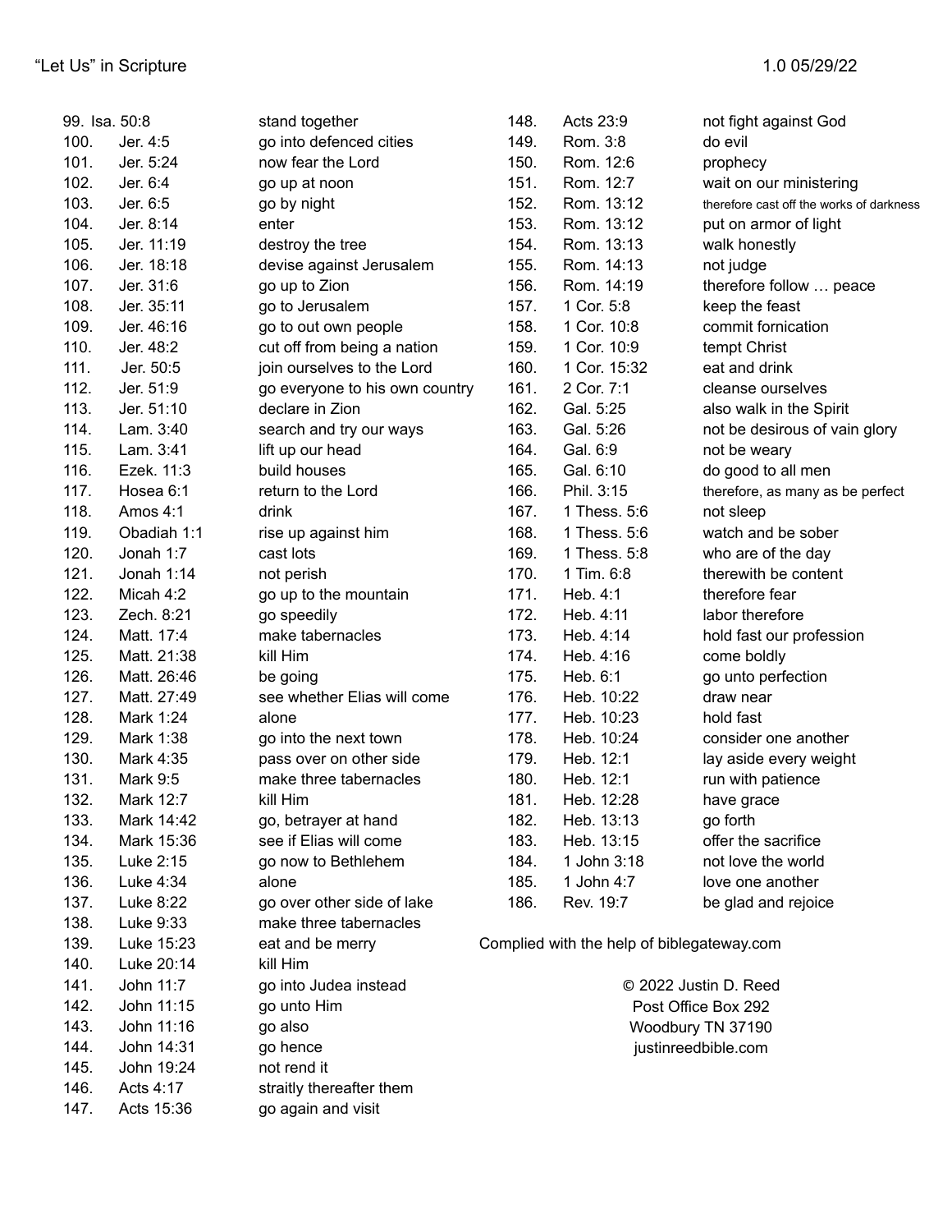| | | |
|---|---|---|
| 99. | Isa. 50:8 | stand together |
| 100. | Jer. 4:5 | go into defenced cities |
| 101. | Jer. 5:24 | now fear the Lord |
| 102. | Jer. 6:4 | go up at noon |
| 103. | Jer. 6:5 | go by night |
| 104. | Jer. 8:14 | enter |
| 105. | Jer. 11:19 | destroy the tree |
| 106. | Jer. 18:18 | devise against Jerusalem |
| 107. | Jer. 31:6 | go up to Zion |
| 108. | Jer. 35:11 | go to Jerusalem |
| 109. | Jer. 46:16 | go to out own people |
| 110. | Jer. 48:2 | cut off from being a nation |
| 111. | Jer. 50:5 | join ourselves to the Lord |
| 112. | Jer. 51:9 | go everyone to his own country |
| 113. | Jer. 51:10 | declare in Zion |
| 114. | Lam. 3:40 | search and try our ways |
| 115. | Lam. 3:41 | lift up our head |
| 116. | Ezek. 11:3 | build houses |
| 117. | Hosea 6:1 | return to the Lord |
| 118. | Amos 4:1 | drink |
| 119. | Obadiah 1:1 | rise up against him |
| 120. | Jonah 1:7 | cast lots |
| 121. | Jonah 1:14 | not perish |
| 122. | Micah 4:2 | go up to the mountain |
| 123. | Zech. 8:21 | go speedily |
| 124. | Matt. 17:4 | make tabernacles |
| 125. | Matt. 21:38 | kill Him |
| 126. | Matt. 26:46 | be going |
| 127. | Matt. 27:49 | see whether Elias will come |
| 128. | Mark 1:24 | alone |
| 129. | Mark 1:38 | go into the next town |
| 130. | Mark 4:35 | pass over on other side |
| 131. | Mark 9:5 | make three tabernacles |
| 132. | Mark 12:7 | kill Him |
| 133. | Mark 14:42 | go, betrayer at hand |
| 134. | Mark 15:36 | see if Elias will come |
| 135. | Luke 2:15 | go now to Bethlehem |
| 136. | Luke 4:34 | alone |
| 137. | Luke 8:22 | go over other side of lake |
| 138. | Luke 9:33 | make three tabernacles |
| 139. | Luke 15:23 | eat and be merry |
| 140. | Luke 20:14 | kill Him |
| 141. | John 11:7 | go into Judea instead |
| 142. | John 11:15 | go unto Him |
| 143. | John 11:16 | go also |
| 144. | John 14:31 | go hence |
| 145. | John 19:24 | not rend it |
| 146. | Acts 4:17 | straitly thereafter them |
| 147. | Acts 15:36 | go again and visit |
| 148. | Acts 23:9 | not fight against God |
| 149. | Rom. 3:8 | do evil |
| 150. | Rom. 12:6 | prophecy |
| 151. | Rom. 12:7 | wait on our ministering |
| 152. | Rom. 13:12 | therefore cast off the works of darkness |
| 153. | Rom. 13:12 | put on armor of light |
| 154. | Rom. 13:13 | walk honestly |
| 155. | Rom. 14:13 | not judge |
| 156. | Rom. 14:19 | therefore follow … peace |
| 157. | 1 Cor. 5:8 | keep the feast |
| 158. | 1 Cor. 10:8 | commit fornication |
| 159. | 1 Cor. 10:9 | tempt Christ |
| 160. | 1 Cor. 15:32 | eat and drink |
| 161. | 2 Cor. 7:1 | cleanse ourselves |
| 162. | Gal. 5:25 | also walk in the Spirit |
| 163. | Gal. 5:26 | not be desirous of vain glory |
| 164. | Gal. 6:9 | not be weary |
| 165. | Gal. 6:10 | do good to all men |
| 166. | Phil. 3:15 | therefore, as many as be perfect |
| 167. | 1 Thess. 5:6 | not sleep |
| 168. | 1 Thess. 5:6 | watch and be sober |
| 169. | 1 Thess. 5:8 | who are of the day |
| 170. | 1 Tim. 6:8 | therewith be content |
| 171. | Heb. 4:1 | therefore fear |
| 172. | Heb. 4:11 | labor therefore |
| 173. | Heb. 4:14 | hold fast our profession |
| 174. | Heb. 4:16 | come boldly |
| 175. | Heb. 6:1 | go unto perfection |
| 176. | Heb. 10:22 | draw near |
| 177. | Heb. 10:23 | hold fast |
| 178. | Heb. 10:24 | consider one another |
| 179. | Heb. 12:1 | lay aside every weight |
| 180. | Heb. 12:1 | run with patience |
| 181. | Heb. 12:28 | have grace |
| 182. | Heb. 13:13 | go forth |
| 183. | Heb. 13:15 | offer the sacrifice |
| 184. | 1 John 3:18 | not love the world |
| 185. | 1 John 4:7 | love one another |
| 186. | Rev. 19:7 | be glad and rejoice |

Complied with the help of biblegateway.com

© 2022 Justin D. Reed
Post Office Box 292
Woodbury TN 37190
justinreedbible.com